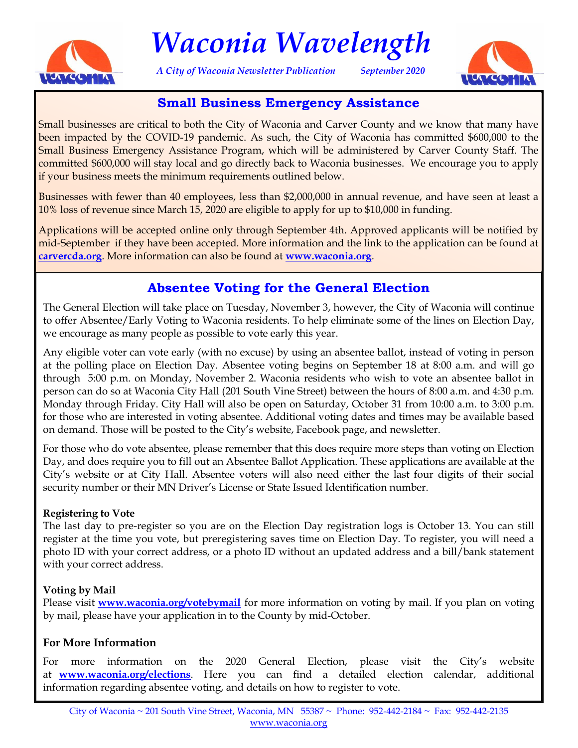# Waconia Wavelength

*A City of Waconia Newsletter Publication* *September 2020*

## Small Business Emergency Assistance

Small businesses are critical to both the City of Waconia and Carver County and we know that many have been impacted by the COVID-19 pandemic. As such, the City of Waconia has committed $600,000 to the Small Business Emergency Assistance Program, which will be administered by Carver County Staff. The committed $600,000 will stay local and go directly back to Waconia businesses. We encourage you to apply if your business meets the minimum requirements outlined below.

Businesses with fewer than 40 employees, less than $2,000,000 in annual revenue, and have seen at least a 10% loss of revenue since March 15, 2020 are eligible to apply for up to $10,000 in funding.

Applications will be accepted online only through September 4th. Approved applicants will be notified by mid-September if they have been accepted. More information and the link to the application can be found at **carvercda.org**. More information can also be found at **www.waconia.org**.

## Absentee Voting for the General Election

The General Election will take place on Tuesday, November 3, however, the City of Waconia will continue to offer Absentee/Early Voting to Waconia residents. To help eliminate some of the lines on Election Day, we encourage as many people as possible to vote early this year.

Any eligible voter can vote early (with no excuse) by using an absentee ballot, instead of voting in person at the polling place on Election Day. Absentee voting begins on September 18 at 8:00 a.m. and will go through 5:00 p.m. on Monday, November 2. Waconia residents who wish to vote an absentee ballot in person can do so at Waconia City Hall (201 South Vine Street) between the hours of 8:00 a.m. and 4:30 p.m. Monday through Friday. City Hall will also be open on Saturday, October 31 from 10:00 a.m. to 3:00 p.m. for those who are interested in voting absentee. Additional voting dates and times may be available based on demand. Those will be posted to the City's website, Facebook page, and newsletter.

For those who do vote absentee, please remember that this does require more steps than voting on Election Day, and does require you to fill out an Absentee Ballot Application. These applications are available at the City's website or at City Hall. Absentee voters will also need either the last four digits of their social security number or their MN Driver's License or State Issued Identification number.

### Registering to Vote

The last day to pre-register so you are on the Election Day registration logs is October 13. You can still register at the time you vote, but preregistering saves time on Election Day. To register, you will need a photo ID with your correct address, or a photo ID without an updated address and a bill/bank statement with your correct address.

### Voting by Mail

Please visit **www.waconia.org/votebymail** for more information on voting by mail. If you plan on voting by mail, please have your application in to the County by mid-October.

### For More Information

For more information on the 2020 General Election, please visit the City's website at **www.waconia.org/elections**. Here you can find a detailed election calendar, additional information regarding absentee voting, and details on how to register to vote.

City of Waconia ~ 201 South Vine Street, Waconia, MN 55387 ~ Phone: 952-442-2184 ~ Fax: 952-442-2135
www.waconia.org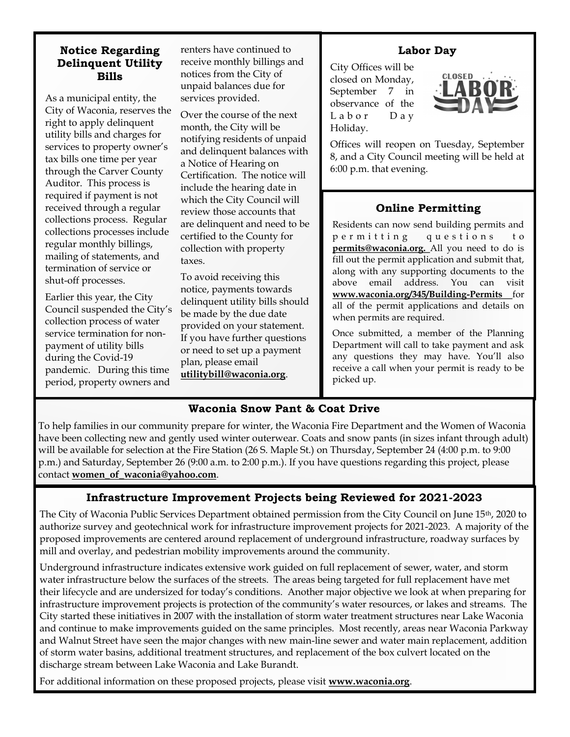## Notice Regarding Delinquent Utility Bills

As a municipal entity, the City of Waconia, reserves the right to apply delinquent utility bills and charges for services to property owner's tax bills one time per year through the Carver County Auditor. This process is required if payment is not received through a regular collections process. Regular collections processes include regular monthly billings, mailing of statements, and termination of service or shut-off processes.

Earlier this year, the City Council suspended the City's collection process of water service termination for non-payment of utility bills during the Covid-19 pandemic. During this time period, property owners and renters have continued to receive monthly billings and notices from the City of unpaid balances due for services provided.

Over the course of the next month, the City will be notifying residents of unpaid and delinquent balances with a Notice of Hearing on Certification. The notice will include the hearing date in which the City Council will review those accounts that are delinquent and need to be certified to the County for collection with property taxes.

To avoid receiving this notice, payments towards delinquent utility bills should be made by the due date provided on your statement. If you have further questions or need to set up a payment plan, please email **utilitybill@waconia.org**.

## Labor Day

City Offices will be closed on Monday, September 7 in observance of the Labor Day Holiday.

Offices will reopen on Tuesday, September 8, and a City Council meeting will be held at 6:00 p.m. that evening.

## Online Permitting

Residents can now send building permits and permitting questions to **permits@waconia.org.** All you need to do is fill out the permit application and submit that, along with any supporting documents to the above email address. You can visit **www.waconia.org/345/Building-Permits** for all of the permit applications and details on when permits are required.

Once submitted, a member of the Planning Department will call to take payment and ask any questions they may have. You'll also receive a call when your permit is ready to be picked up.

## Waconia Snow Pant & Coat Drive

To help families in our community prepare for winter, the Waconia Fire Department and the Women of Waconia have been collecting new and gently used winter outerwear. Coats and snow pants (in sizes infant through adult) will be available for selection at the Fire Station (26 S. Maple St.) on Thursday, September 24 (4:00 p.m. to 9:00 p.m.) and Saturday, September 26 (9:00 a.m. to 2:00 p.m.). If you have questions regarding this project, please contact **women_of_waconia@yahoo.com**.

## Infrastructure Improvement Projects being Reviewed for 2021-2023

The City of Waconia Public Services Department obtained permission from the City Council on June 15th, 2020 to authorize survey and geotechnical work for infrastructure improvement projects for 2021-2023. A majority of the proposed improvements are centered around replacement of underground infrastructure, roadway surfaces by mill and overlay, and pedestrian mobility improvements around the community.

Underground infrastructure indicates extensive work guided on full replacement of sewer, water, and storm water infrastructure below the surfaces of the streets. The areas being targeted for full replacement have met their lifecycle and are undersized for today's conditions. Another major objective we look at when preparing for infrastructure improvement projects is protection of the community's water resources, or lakes and streams. The City started these initiatives in 2007 with the installation of storm water treatment structures near Lake Waconia and continue to make improvements guided on the same principles. Most recently, areas near Waconia Parkway and Walnut Street have seen the major changes with new main-line sewer and water main replacement, addition of storm water basins, additional treatment structures, and replacement of the box culvert located on the discharge stream between Lake Waconia and Lake Burandt.

For additional information on these proposed projects, please visit **www.waconia.org**.